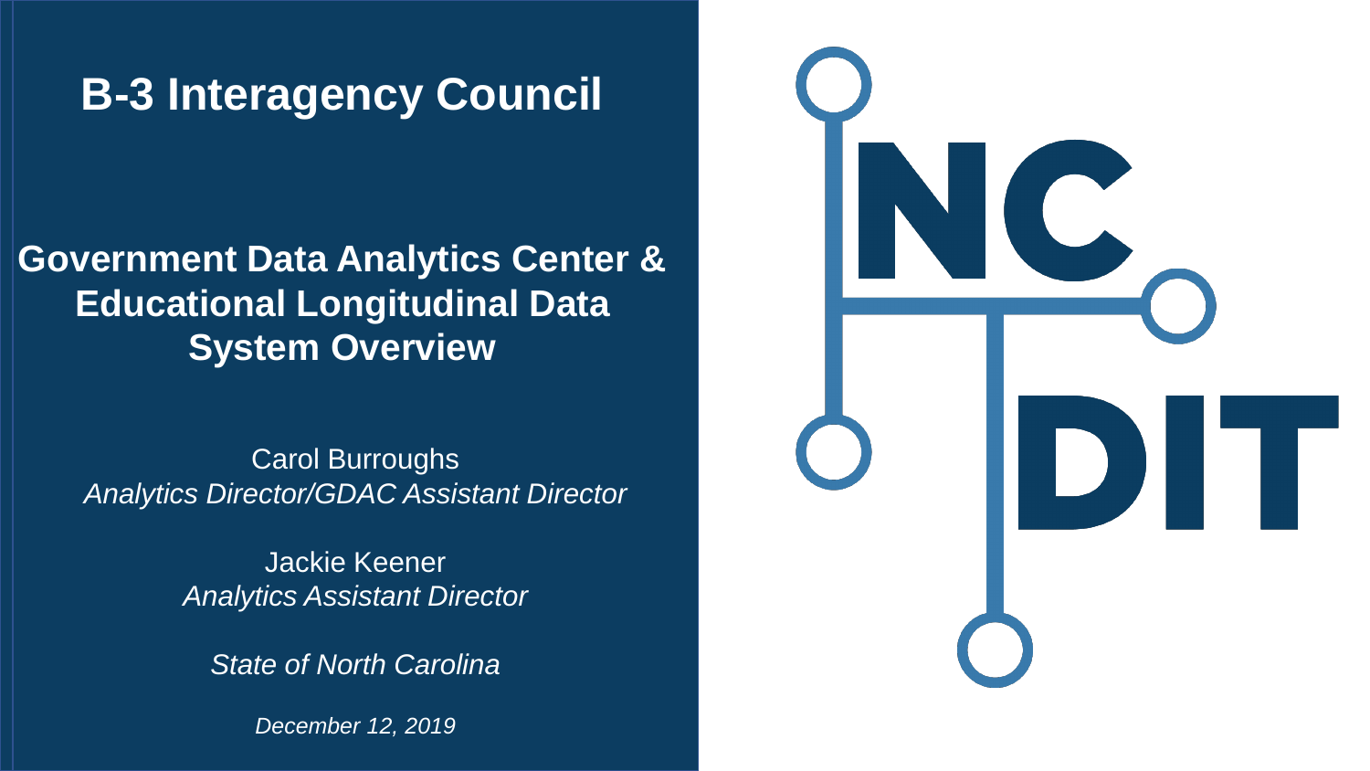# B-3 Interagency Council

## Government Data Analytics Center & Educational Longitudinal Data System Overview

Carol Burroughs
*Analytics Director/GDAC Assistant Director*

Jackie Keener
*Analytics Assistant Director*

*State of North Carolina*

*December 12, 2019*

NC DIT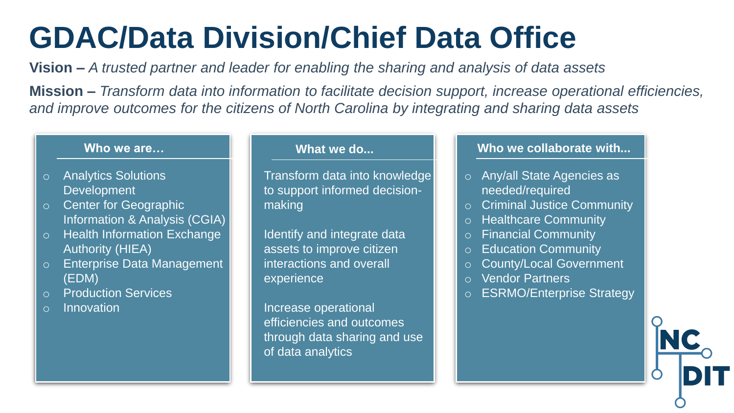# GDAC/Data Division/Chief Data Office

**Vision –** *A trusted partner and leader for enabling the sharing and analysis of data assets*

**Mission –** *Transform data into information to facilitate decision support, increase operational efficiencies, and improve outcomes for the citizens of North Carolina by integrating and sharing data assets*

### Who we are…

- Analytics Solutions Development
- Center for Geographic Information & Analysis (CGIA)
- Health Information Exchange Authority (HIEA)
- Enterprise Data Management (EDM)
- Production Services
- Innovation

### What we do...

Transform data into knowledge to support informed decision-making

Identify and integrate data assets to improve citizen interactions and overall experience

Increase operational efficiencies and outcomes through data sharing and use of data analytics

### Who we collaborate with...

- Any/all State Agencies as needed/required
- Criminal Justice Community
- Healthcare Community
- Financial Community
- Education Community
- County/Local Government
- Vendor Partners
- ESRMO/Enterprise Strategy

NC DIT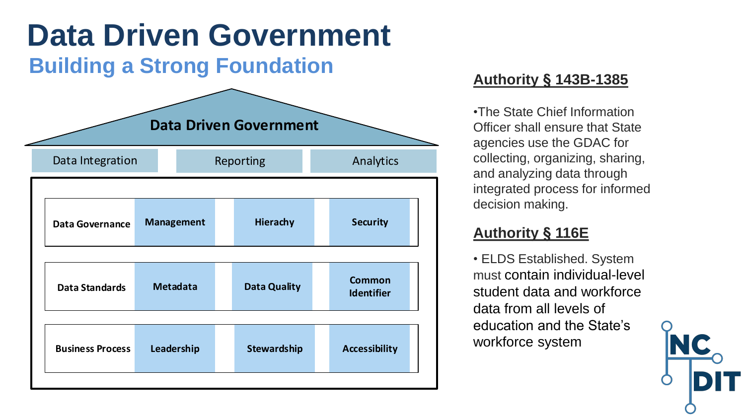# Data Driven Government

## Building a Strong Foundation

**Data Driven Government**

| Data Integration | Reporting | Analytics |
|---|---|---|

| | | | |
|---|---|---|---|
| **Data Governance** | **Management** | **Hierachy** | **Security** |
| **Data Standards** | **Metadata** | **Data Quality** | **Common Identifier** |
| **Business Process** | **Leadership** | **Stewardship** | **Accessibility** |

### Authority § 143B-1385

- The State Chief Information Officer shall ensure that State agencies use the GDAC for collecting, organizing, sharing, and analyzing data through integrated process for informed decision making.

### Authority § 116E

- ELDS Established. System must contain individual-level student data and workforce data from all levels of education and the State's workforce system

NC DIT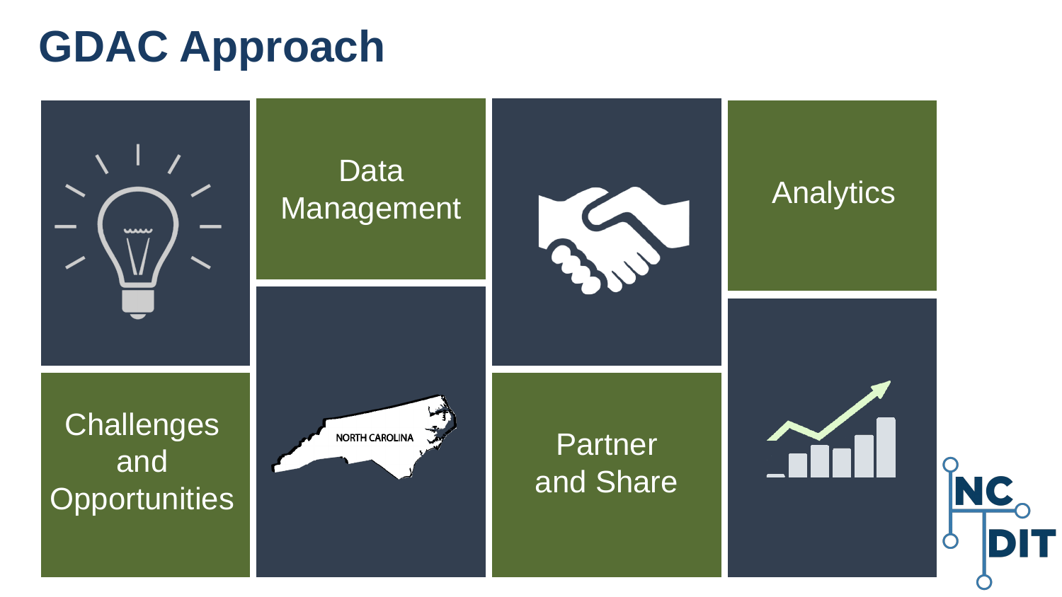# GDAC Approach

Challenges and Opportunities

Data Management

NORTH CAROLINA

Partner and Share

Analytics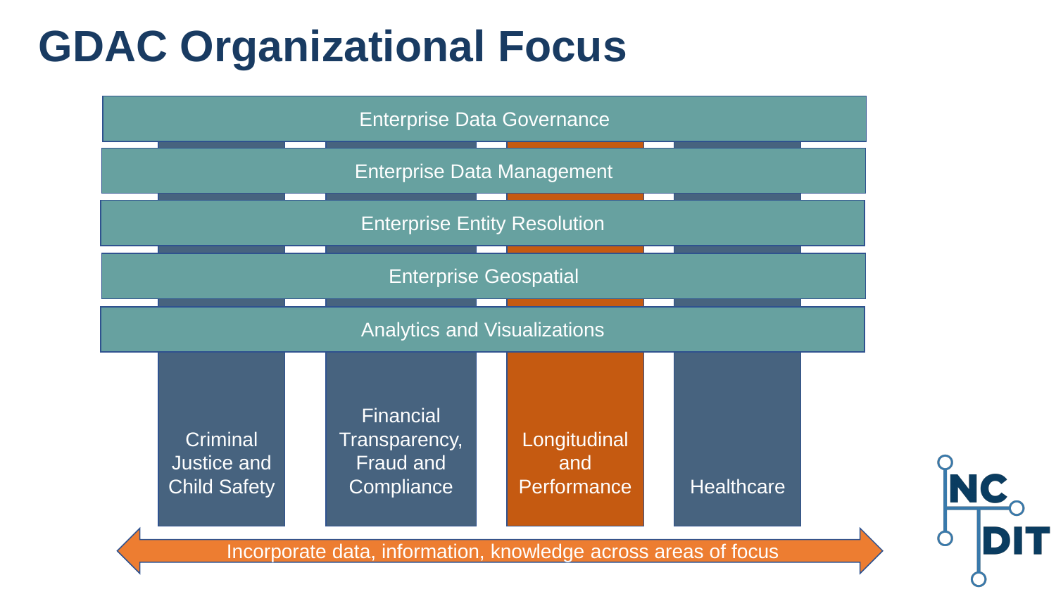# GDAC Organizational Focus

- Enterprise Data Governance
- Enterprise Data Management
- Enterprise Entity Resolution
- Enterprise Geospatial
- Analytics and Visualizations

| Criminal Justice and Child Safety | Financial Transparency, Fraud and Compliance | Longitudinal and Performance | Healthcare |
|---|---|---|---|

Incorporate data, information, knowledge across areas of focus

NC DIT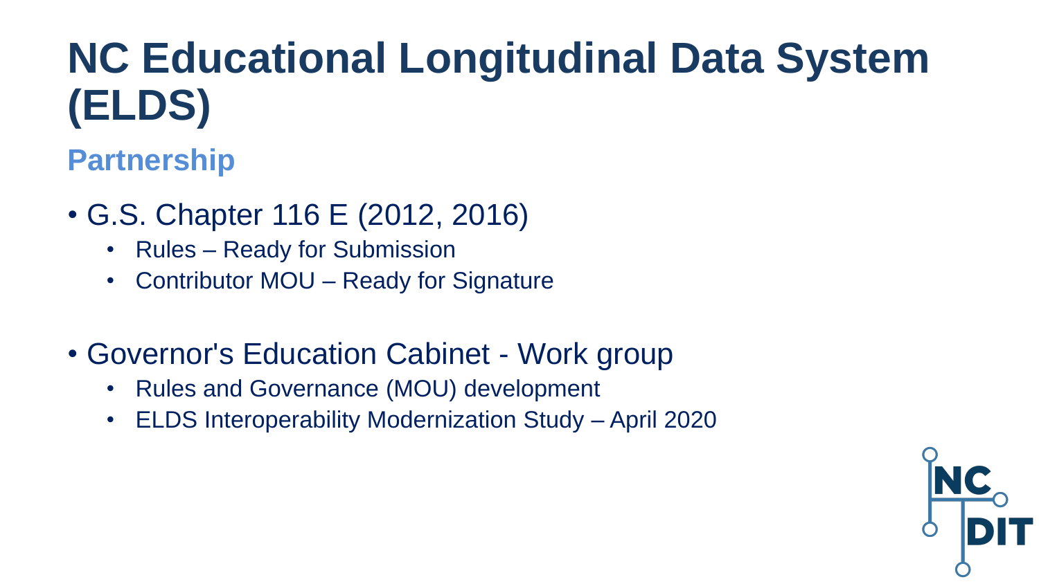# NC Educational Longitudinal Data System (ELDS)

## Partnership

- G.S. Chapter 116 E (2012, 2016)
  - Rules – Ready for Submission
  - Contributor MOU – Ready for Signature

- Governor's Education Cabinet - Work group
  - Rules and Governance (MOU) development
  - ELDS Interoperability Modernization Study – April 2020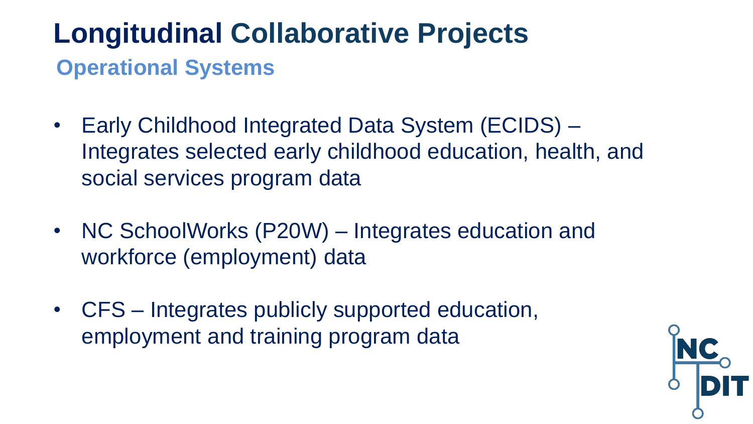# Longitudinal Collaborative Projects

## Operational Systems

- Early Childhood Integrated Data System (ECIDS) – Integrates selected early childhood education, health, and social services program data
- NC SchoolWorks (P20W) – Integrates education and workforce (employment) data
- CFS – Integrates publicly supported education, employment and training program data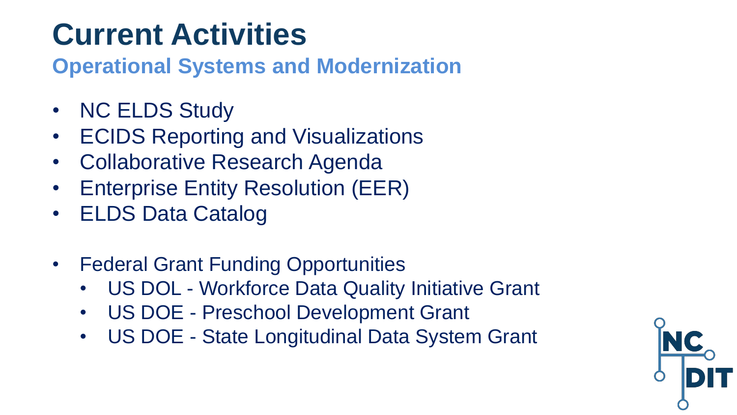# Current Activities

## Operational Systems and Modernization

- NC ELDS Study
- ECIDS Reporting and Visualizations
- Collaborative Research Agenda
- Enterprise Entity Resolution (EER)
- ELDS Data Catalog

- Federal Grant Funding Opportunities
  - US DOL - Workforce Data Quality Initiative Grant
  - US DOE - Preschool Development Grant
  - US DOE - State Longitudinal Data System Grant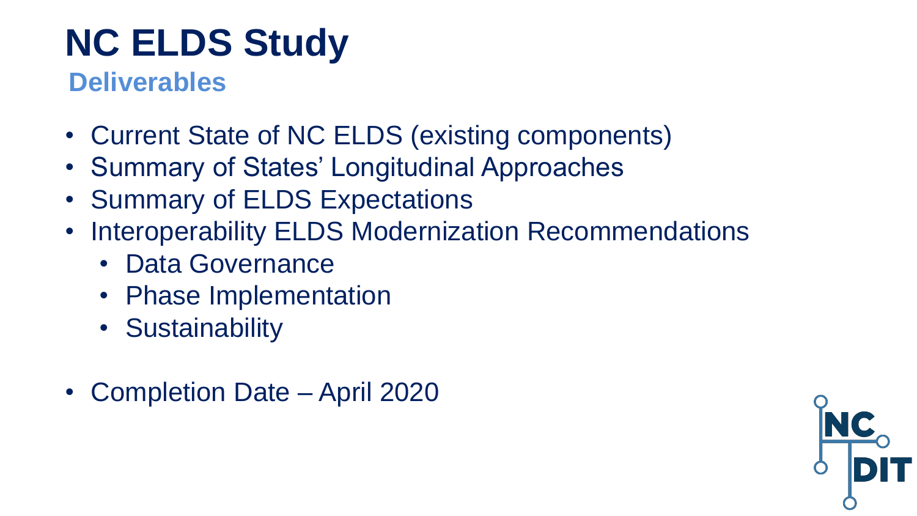# NC ELDS Study

## Deliverables

- Current State of NC ELDS (existing components)
- Summary of States' Longitudinal Approaches
- Summary of ELDS Expectations
- Interoperability ELDS Modernization Recommendations
  - Data Governance
  - Phase Implementation
  - Sustainability
- Completion Date – April 2020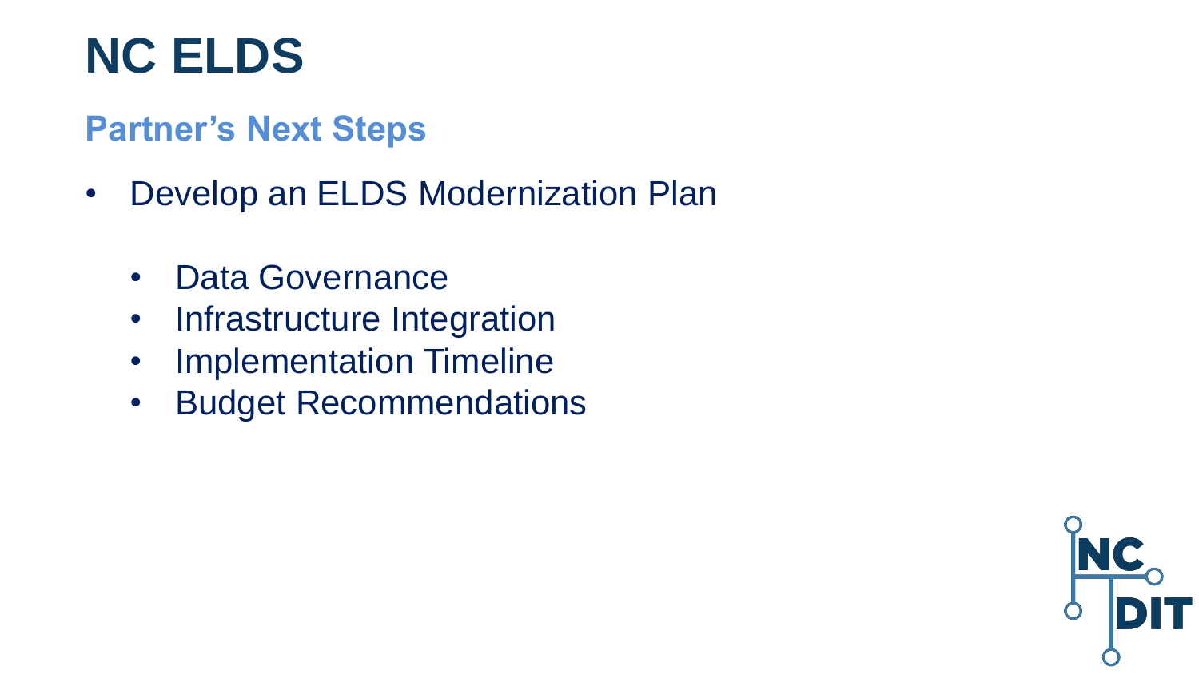# NC ELDS

## Partner's Next Steps

- Develop an ELDS Modernization Plan
  - Data Governance
  - Infrastructure Integration
  - Implementation Timeline
  - Budget Recommendations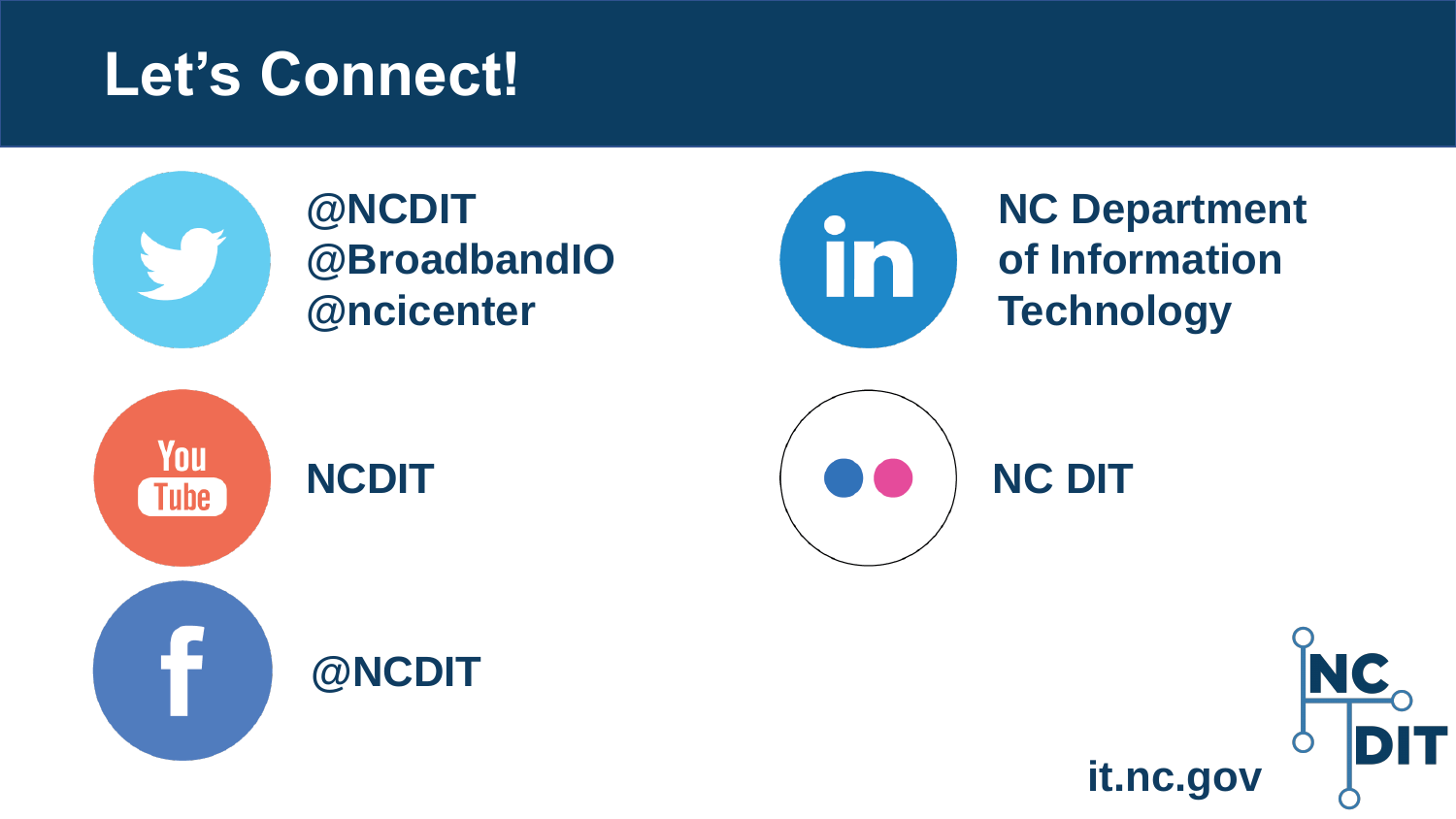# Let's Connect!

@NCDIT
@BroadbandIO
@ncicenter

NC Department of Information Technology

NCDIT

NC DIT

@NCDIT

it.nc.gov